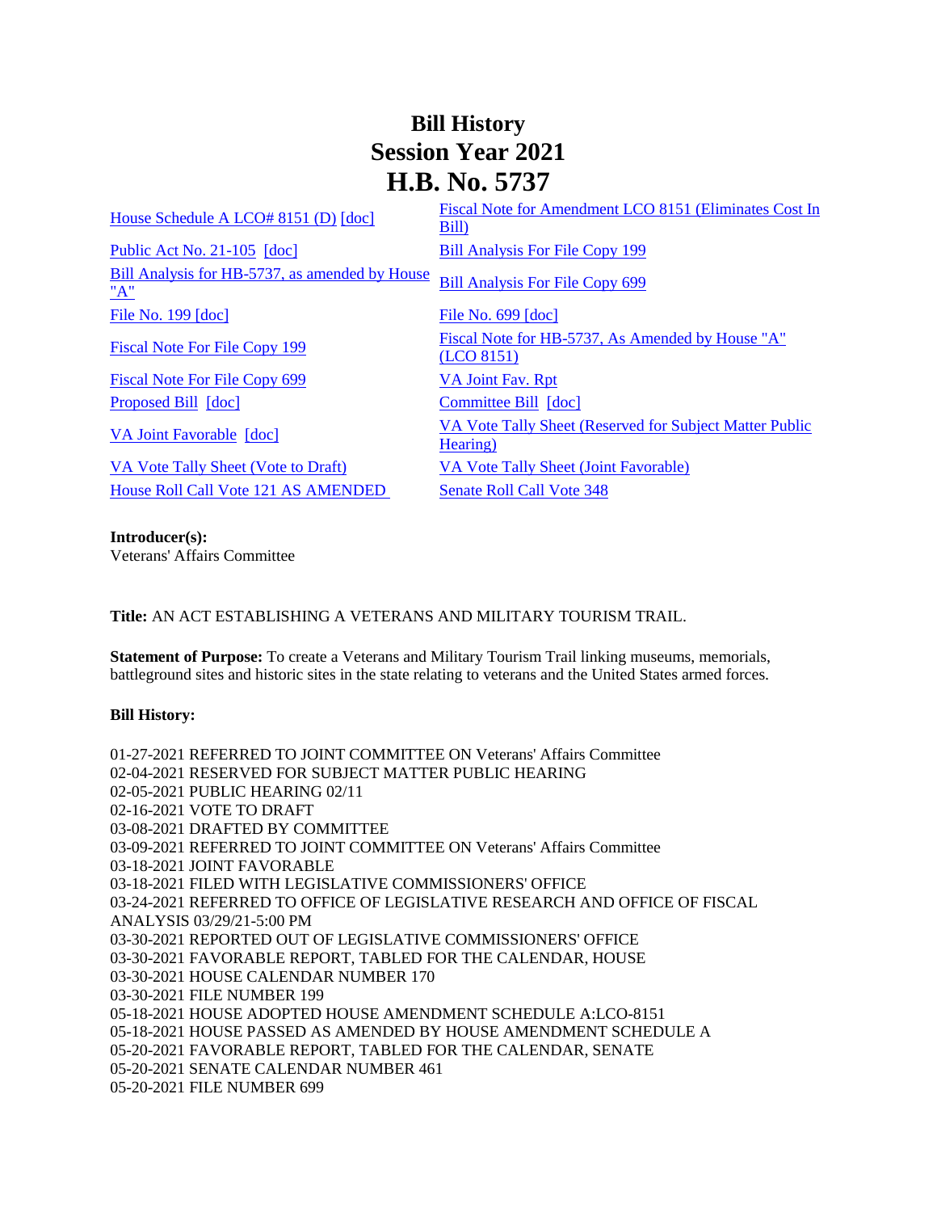# Bill History
# Session Year 2021
# H.B. No. 5737

| | |
|---|---|
| House Schedule A LCO# 8151 (D) [doc] | Fiscal Note for Amendment LCO 8151 (Eliminates Cost In Bill) |
| Public Act No. 21-105 [doc] | Bill Analysis For File Copy 199 |
| Bill Analysis for HB-5737, as amended by House "A" | Bill Analysis For File Copy 699 |
| File No. 199 [doc] | File No. 699 [doc] |
| Fiscal Note For File Copy 199 | Fiscal Note for HB-5737, As Amended by House "A" (LCO 8151) |
| Fiscal Note For File Copy 699 | VA Joint Fav. Rpt |
| Proposed Bill [doc] | Committee Bill [doc] |
| VA Joint Favorable [doc] | VA Vote Tally Sheet (Reserved for Subject Matter Public Hearing) |
| VA Vote Tally Sheet (Vote to Draft) | VA Vote Tally Sheet (Joint Favorable) |
| House Roll Call Vote 121 AS AMENDED | Senate Roll Call Vote 348 |

**Introducer(s):**
Veterans' Affairs Committee

**Title:** AN ACT ESTABLISHING A VETERANS AND MILITARY TOURISM TRAIL.

**Statement of Purpose:** To create a Veterans and Military Tourism Trail linking museums, memorials, battleground sites and historic sites in the state relating to veterans and the United States armed forces.

**Bill History:**

01-27-2021 REFERRED TO JOINT COMMITTEE ON Veterans' Affairs Committee
02-04-2021 RESERVED FOR SUBJECT MATTER PUBLIC HEARING
02-05-2021 PUBLIC HEARING 02/11
02-16-2021 VOTE TO DRAFT
03-08-2021 DRAFTED BY COMMITTEE
03-09-2021 REFERRED TO JOINT COMMITTEE ON Veterans' Affairs Committee
03-18-2021 JOINT FAVORABLE
03-18-2021 FILED WITH LEGISLATIVE COMMISSIONERS' OFFICE
03-24-2021 REFERRED TO OFFICE OF LEGISLATIVE RESEARCH AND OFFICE OF FISCAL ANALYSIS 03/29/21-5:00 PM
03-30-2021 REPORTED OUT OF LEGISLATIVE COMMISSIONERS' OFFICE
03-30-2021 FAVORABLE REPORT, TABLED FOR THE CALENDAR, HOUSE
03-30-2021 HOUSE CALENDAR NUMBER 170
03-30-2021 FILE NUMBER 199
05-18-2021 HOUSE ADOPTED HOUSE AMENDMENT SCHEDULE A:LCO-8151
05-18-2021 HOUSE PASSED AS AMENDED BY HOUSE AMENDMENT SCHEDULE A
05-20-2021 FAVORABLE REPORT, TABLED FOR THE CALENDAR, SENATE
05-20-2021 SENATE CALENDAR NUMBER 461
05-20-2021 FILE NUMBER 699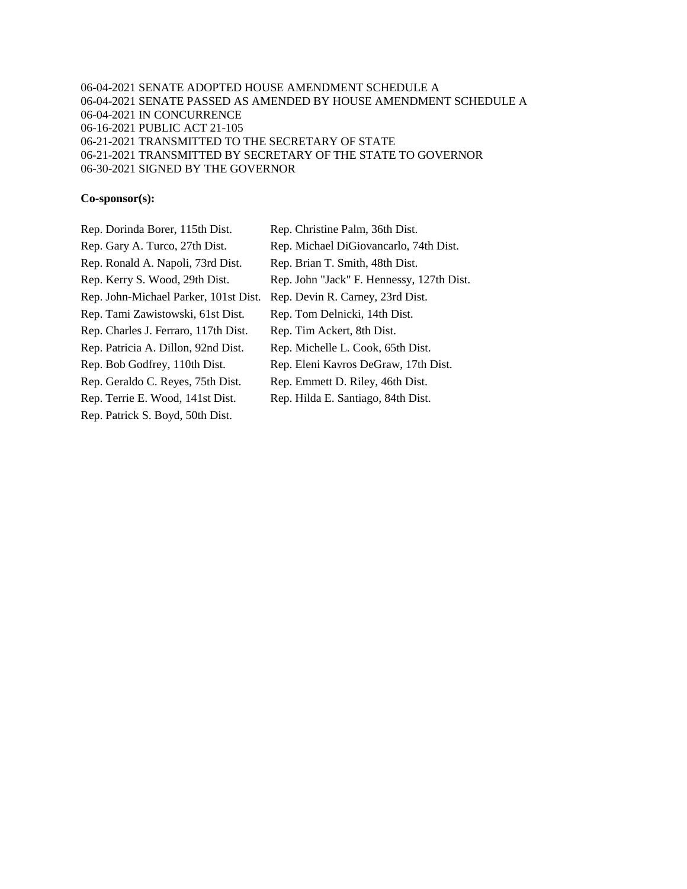06-04-2021 SENATE ADOPTED HOUSE AMENDMENT SCHEDULE A
06-04-2021 SENATE PASSED AS AMENDED BY HOUSE AMENDMENT SCHEDULE A
06-04-2021 IN CONCURRENCE
06-16-2021 PUBLIC ACT 21-105
06-21-2021 TRANSMITTED TO THE SECRETARY OF STATE
06-21-2021 TRANSMITTED BY SECRETARY OF THE STATE TO GOVERNOR
06-30-2021 SIGNED BY THE GOVERNOR

**Co-sponsor(s):**

Rep. Dorinda Borer, 115th Dist.
Rep. Gary A. Turco, 27th Dist.
Rep. Ronald A. Napoli, 73rd Dist.
Rep. Kerry S. Wood, 29th Dist.
Rep. John-Michael Parker, 101st Dist.
Rep. Tami Zawistowski, 61st Dist.
Rep. Charles J. Ferraro, 117th Dist.
Rep. Patricia A. Dillon, 92nd Dist.
Rep. Bob Godfrey, 110th Dist.
Rep. Geraldo C. Reyes, 75th Dist.
Rep. Terrie E. Wood, 141st Dist.
Rep. Patrick S. Boyd, 50th Dist.
Rep. Christine Palm, 36th Dist.
Rep. Michael DiGiovancarlo, 74th Dist.
Rep. Brian T. Smith, 48th Dist.
Rep. John "Jack" F. Hennessy, 127th Dist.
Rep. Devin R. Carney, 23rd Dist.
Rep. Tom Delnicki, 14th Dist.
Rep. Tim Ackert, 8th Dist.
Rep. Michelle L. Cook, 65th Dist.
Rep. Eleni Kavros DeGraw, 17th Dist.
Rep. Emmett D. Riley, 46th Dist.
Rep. Hilda E. Santiago, 84th Dist.